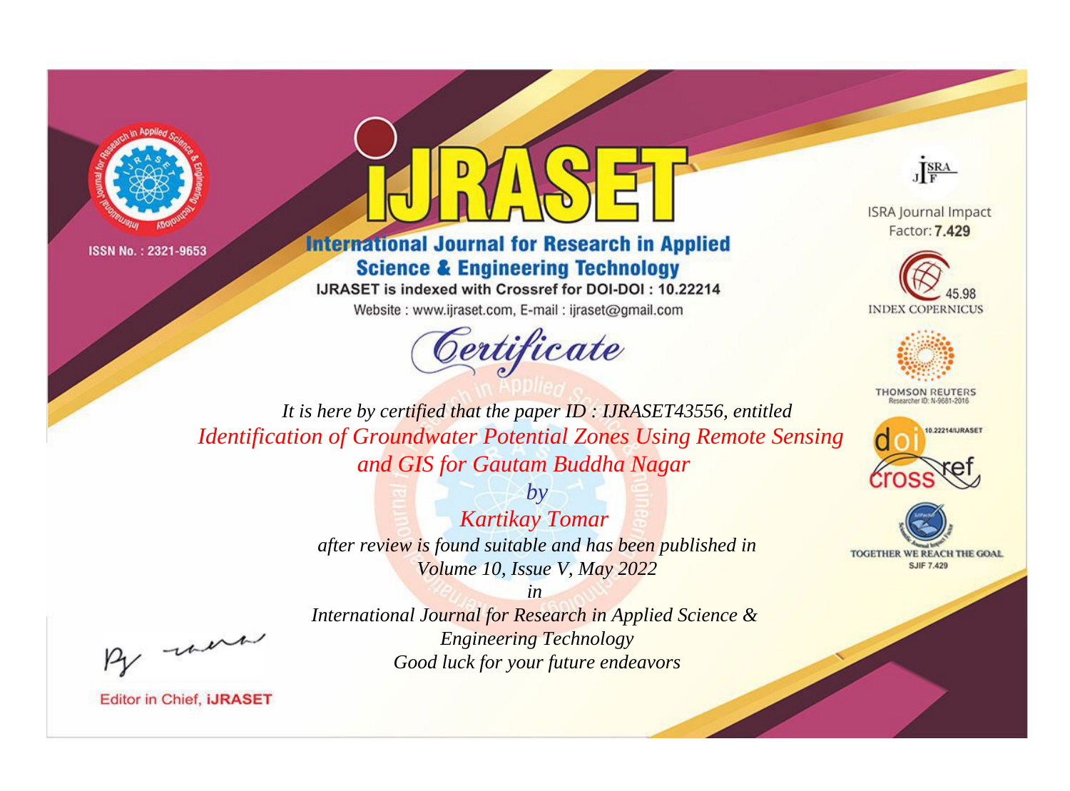ISSN No. : 2321-9653

# iJRASET

## International Journal for Research in Applied Science & Engineering Technology

IJRASET is indexed with Crossref for DOI-DOI : 10.22214

Website : www.ijraset.com, E-mail : ijraset@gmail.com

ISRA Journal Impact Factor: **7.429**

45.98 INDEX COPERNICUS

THOMSON REUTERS Researcher ID: N-9681-2016

10.22214/IJRASET

TOGETHER WE REACH THE GOAL SJIF 7.429

# *Certificate*

*It is here by certified that the paper ID : IJRASET43556, entitled*

*Identification of Groundwater Potential Zones Using Remote Sensing and GIS for Gautam Buddha Nagar*

*by*

*Kartikay Tomar*

*after review is found suitable and has been published in*

*Volume 10, Issue V, May 2022*

*in*

*International Journal for Research in Applied Science & Engineering Technology*

*Good luck for your future endeavors*

Editor in Chief, **iJRASET**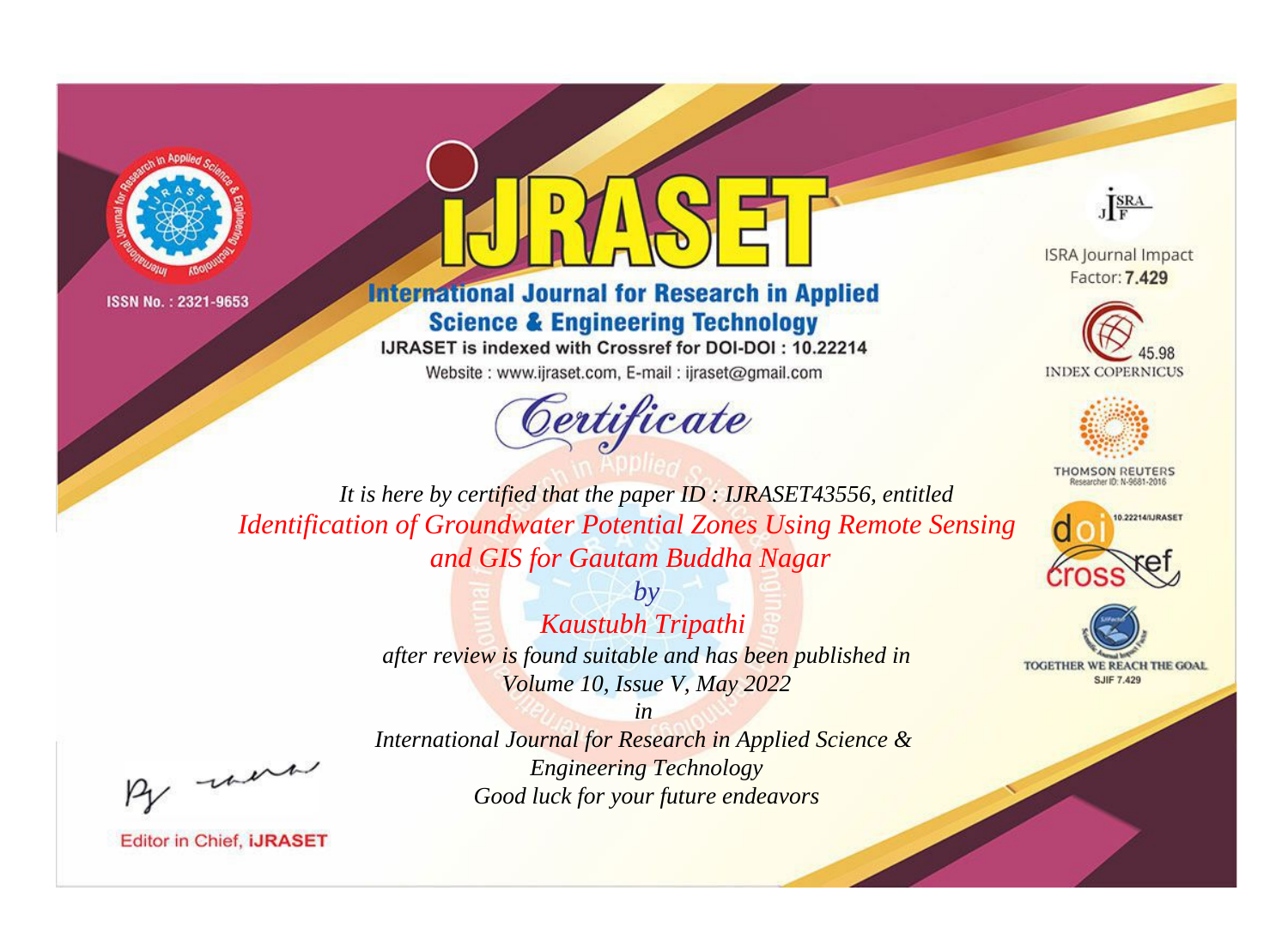ISSN No. : 2321-9653

# iJRASET

## International Journal for Research in Applied Science & Engineering Technology

IJRASET is indexed with Crossref for DOI-DOI : 10.22214

Website : www.ijraset.com, E-mail : ijraset@gmail.com

*Certificate*

*It is here by certified that the paper ID : IJRASET43556, entitled*

*Identification of Groundwater Potential Zones Using Remote Sensing and GIS for Gautam Buddha Nagar*

*by*

*Kaustubh Tripathi*

*after review is found suitable and has been published in*

*Volume 10, Issue V, May 2022*

*in*

*International Journal for Research in Applied Science & Engineering Technology*

*Good luck for your future endeavors*

Editor in Chief, iJRASET

ISRA Journal Impact Factor: **7.429**

45.98 INDEX COPERNICUS

THOMSON REUTERS Researcher ID: N-9681-2016

10.22214/IJRASET

TOGETHER WE REACH THE GOAL SJIF 7.429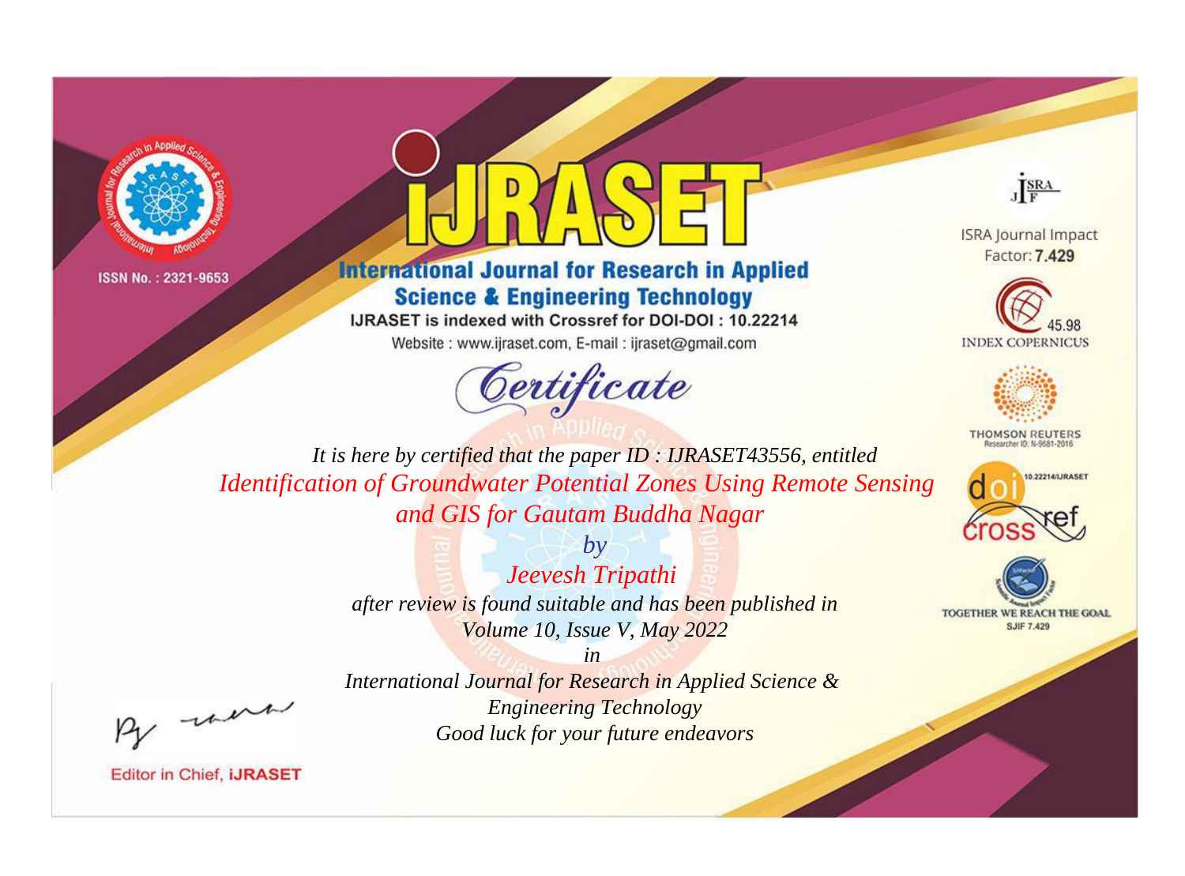ISSN No. : 2321-9653

# iJRASET

## International Journal for Research in Applied Science & Engineering Technology

IJRASET is indexed with Crossref for DOI-DOI : 10.22214

Website : www.ijraset.com, E-mail : ijraset@gmail.com

ISRA Journal Impact Factor: **7.429**

INDEX COPERNICUS 45.98

THOMSON REUTERS Researcher ID: N-9681-2016

10.22214/IJRASET

TOGETHER WE REACH THE GOAL SJIF 7.429

# *Certificate*

*It is here by certified that the paper ID : IJRASET43556, entitled*

*Identification of Groundwater Potential Zones Using Remote Sensing and GIS for Gautam Buddha Nagar*

*by*

*Jeevesh Tripathi*

*after review is found suitable and has been published in*

*Volume 10, Issue V, May 2022*

*in*

*International Journal for Research in Applied Science & Engineering Technology*

*Good luck for your future endeavors*

Editor in Chief, iJRASET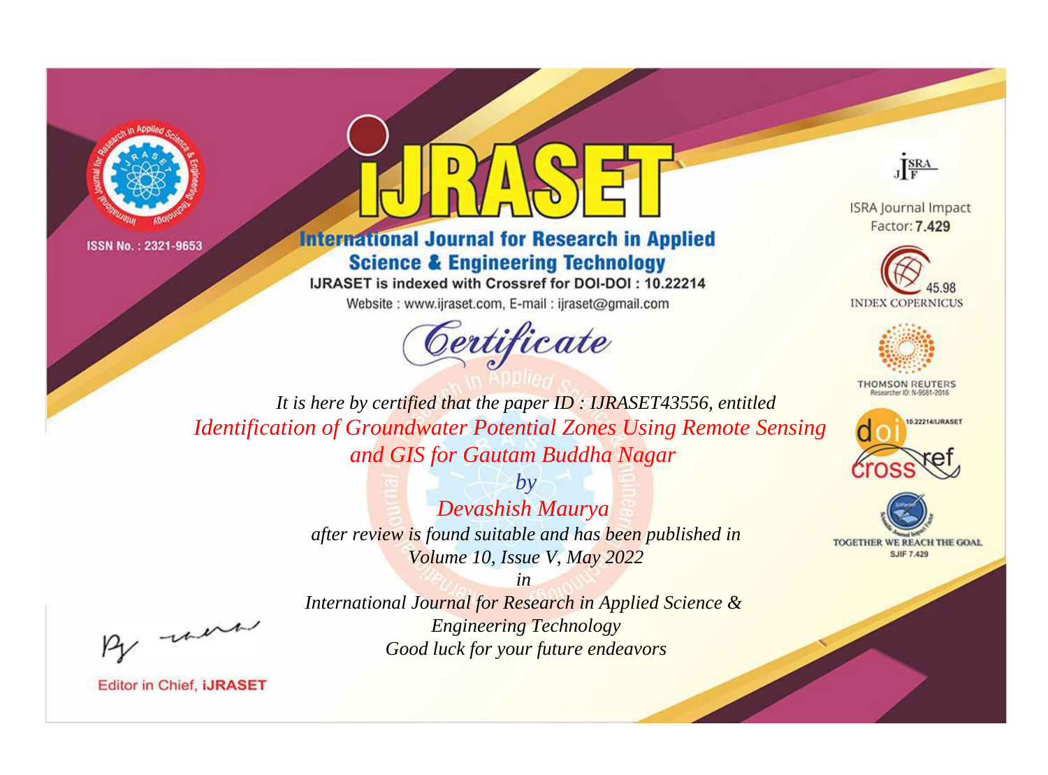ISSN No. : 2321-9653

# iJRASET

## International Journal for Research in Applied Science & Engineering Technology

IJRASET is indexed with Crossref for DOI-DOI : 10.22214

Website : www.ijraset.com, E-mail : ijraset@gmail.com

ISRA Journal Impact Factor: **7.429**

45.98 INDEX COPERNICUS

THOMSON REUTERS Researcher ID: N-9681-2016

10.22214/IJRASET

TOGETHER WE REACH THE GOAL SJIF 7.429

*Certificate*

*It is here by certified that the paper ID : IJRASET43556, entitled*

*Identification of Groundwater Potential Zones Using Remote Sensing and GIS for Gautam Buddha Nagar*

*by*

*Devashish Maurya*

*after review is found suitable and has been published in Volume 10, Issue V, May 2022*

*in*

*International Journal for Research in Applied Science & Engineering Technology*

*Good luck for your future endeavors*

Editor in Chief, **iJRASET**